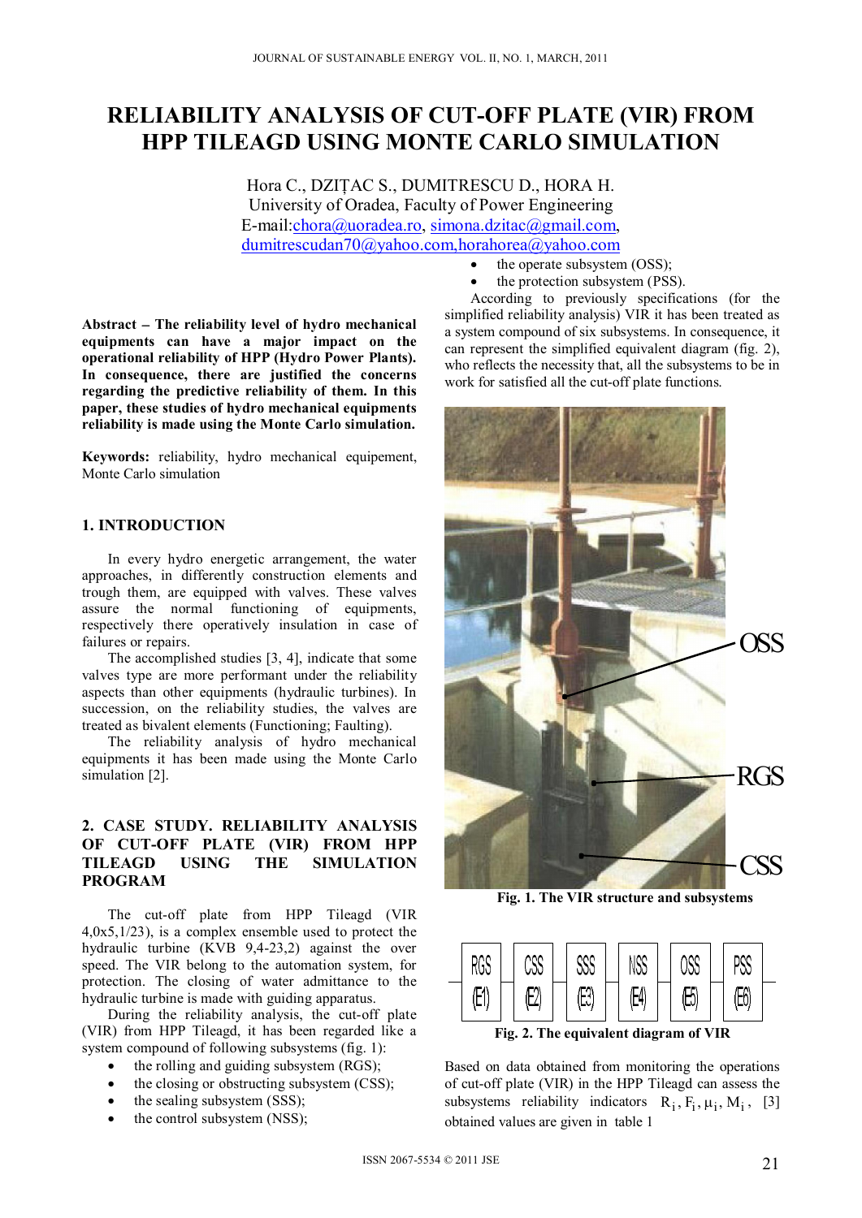# RELIABILITY ANALYSIS OF CUT-OFF PLATE (VIR) FROM HPP TILEAGD USING MONTE CARLO SIMULATION

Hora C., DZIȚAC S., DUMITRESCU D., HORA H.
University of Oradea, Faculty of Power Engineering
E-mail:chora@uoradea.ro, simona.dzitac@gmail.com, dumitrescudan70@yahoo.com,horahorea@yahoo.com

**Abstract – The reliability level of hydro mechanical equipments can have a major impact on the operational reliability of HPP (Hydro Power Plants). In consequence, there are justified the concerns regarding the predictive reliability of them. In this paper, these studies of hydro mechanical equipments reliability is made using the Monte Carlo simulation.**

**Keywords:** reliability, hydro mechanical equipement, Monte Carlo simulation

## 1. INTRODUCTION

In every hydro energetic arrangement, the water approaches, in differently construction elements and trough them, are equipped with valves. These valves assure the normal functioning of equipments, respectively there operatively insulation in case of failures or repairs.

The accomplished studies [3, 4], indicate that some valves type are more performant under the reliability aspects than other equipments (hydraulic turbines). In succession, on the reliability studies, the valves are treated as bivalent elements (Functioning; Faulting).

The reliability analysis of hydro mechanical equipments it has been made using the Monte Carlo simulation [2].

## 2. CASE STUDY. RELIABILITY ANALYSIS OF CUT-OFF PLATE (VIR) FROM HPP TILEAGD USING THE SIMULATION PROGRAM

The cut-off plate from HPP Tileagd (VIR 4,0x5,1/23), is a complex ensemble used to protect the hydraulic turbine (KVB 9,4-23,2) against the over speed. The VIR belong to the automation system, for protection. The closing of water admittance to the hydraulic turbine is made with guiding apparatus.

During the reliability analysis, the cut-off plate (VIR) from HPP Tileagd, it has been regarded like a system compound of following subsystems (fig. 1):

- the rolling and guiding subsystem (RGS);
- the closing or obstructing subsystem (CSS);
- the sealing subsystem (SSS);
- the control subsystem (NSS);
- the operate subsystem (OSS);
- the protection subsystem (PSS).

According to previously specifications (for the simplified reliability analysis) VIR it has been treated as a system compound of six subsystems. In consequence, it can represent the simplified equivalent diagram (fig. 2), who reflects the necessity that, all the subsystems to be in work for satisfied all the cut-off plate functions.

**Fig. 1. The VIR structure and subsystems**

**Fig. 2. The equivalent diagram of VIR**

Based on data obtained from monitoring the operations of cut-off plate (VIR) in the HPP Tileagd can assess the subsystems reliability indicators $R_i, F_i, \mu_i, M_i$, [3] obtained values are given in table 1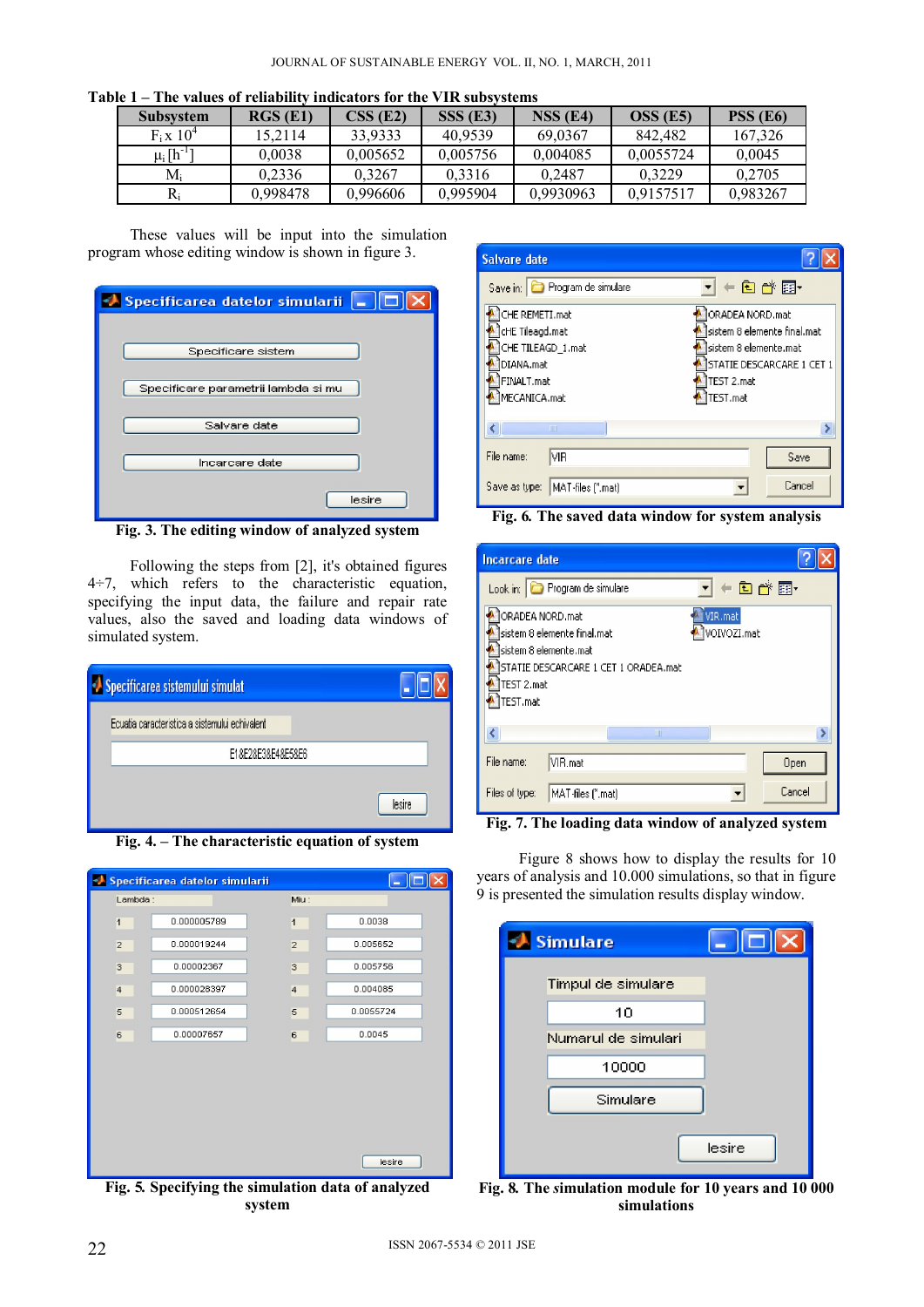**Table 1 – The values of reliability indicators for the VIR subsystems**

| Subsystem | RGS (E1) | CSS (E2) | SSS (E3) | NSS (E4) | OSS (E5) | PSS (E6) |
|---|---|---|---|---|---|---|
| $F_i \times 10^4$ | 15,2114 | 33,9333 | 40,9539 | 69,0367 | 842,482 | 167,326 |
| $\mu_i$ [$h^{-1}$] | 0,0038 | 0,005652 | 0,005756 | 0,004085 | 0,0055724 | 0,0045 |
| $M_i$ | 0,2336 | 0,3267 | 0,3316 | 0,2487 | 0,3229 | 0,2705 |
| $R_i$ | 0,998478 | 0,996606 | 0,995904 | 0,9930963 | 0,9157517 | 0,983267 |

These values will be input into the simulation program whose editing window is shown in figure 3.

Fig. 3. The editing window of analyzed system

Following the steps from [2], it's obtained figures 4÷7, which refers to the characteristic equation, specifying the input data, the failure and repair rate values, also the saved and loading data windows of simulated system.

Fig. 4. – The characteristic equation of system

Fig. 5. Specifying the simulation data of analyzed system

Fig. 6. The saved data window for system analysis

Fig. 7. The loading data window of analyzed system

Figure 8 shows how to display the results for 10 years of analysis and 10.000 simulations, so that in figure 9 is presented the simulation results display window.

Fig. 8. The simulation module for 10 years and 10 000 simulations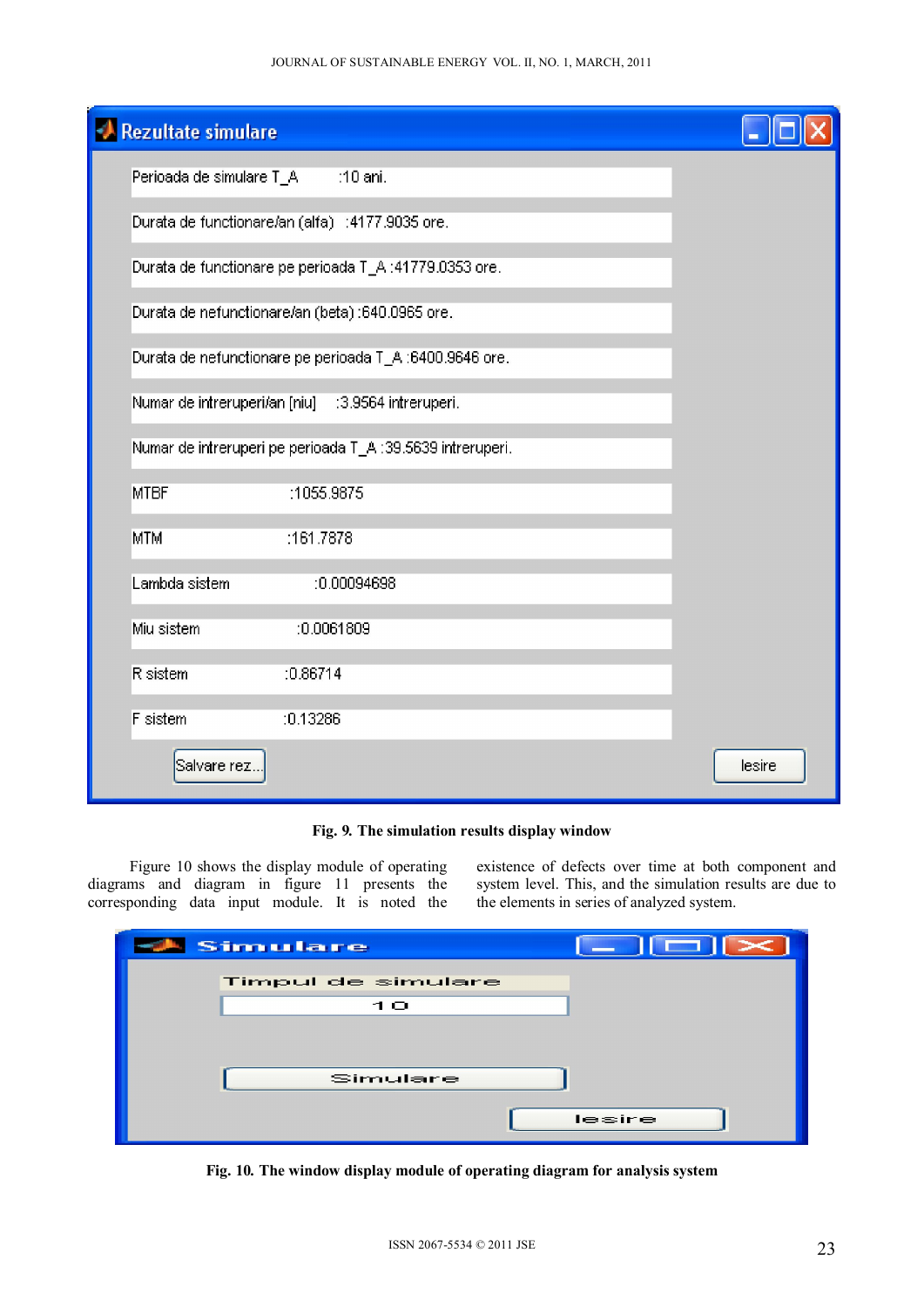**Rezultate simulare**

| | |
|---|---|
| Perioada de simulare T_A | :10 ani. |
| Durata de functionare/an (alfa) | :4177.9035 ore. |
| Durata de functionare pe perioada T_A | :41779.0353 ore. |
| Durata de nefunctionare/an (beta) | :640.0965 ore. |
| Durata de nefunctionare pe perioada T_A | :6400.9646 ore. |
| Numar de intreruperi/an [niu] | :3.9564 intreruperi. |
| Numar de intreruperi pe perioada T_A | :39.5639 intreruperi. |
| MTBF | :1055.9875 |
| MTM | :161.7878 |
| Lambda sistem | :0.00094698 |
| Miu sistem | :0.0061809 |
| R sistem | :0.86714 |
| F sistem | :0.13286 |

Salvare rez... Iesire

**Fig. 9. The simulation results display window**

Figure 10 shows the display module of operating diagrams and diagram in figure 11 presents the corresponding data input module. It is noted the existence of defects over time at both component and system level. This, and the simulation results are due to the elements in series of analyzed system.

**Simulare**

Timpul de simulare

10

Simulare

Iesire

**Fig. 10. The window display module of operating diagram for analysis system**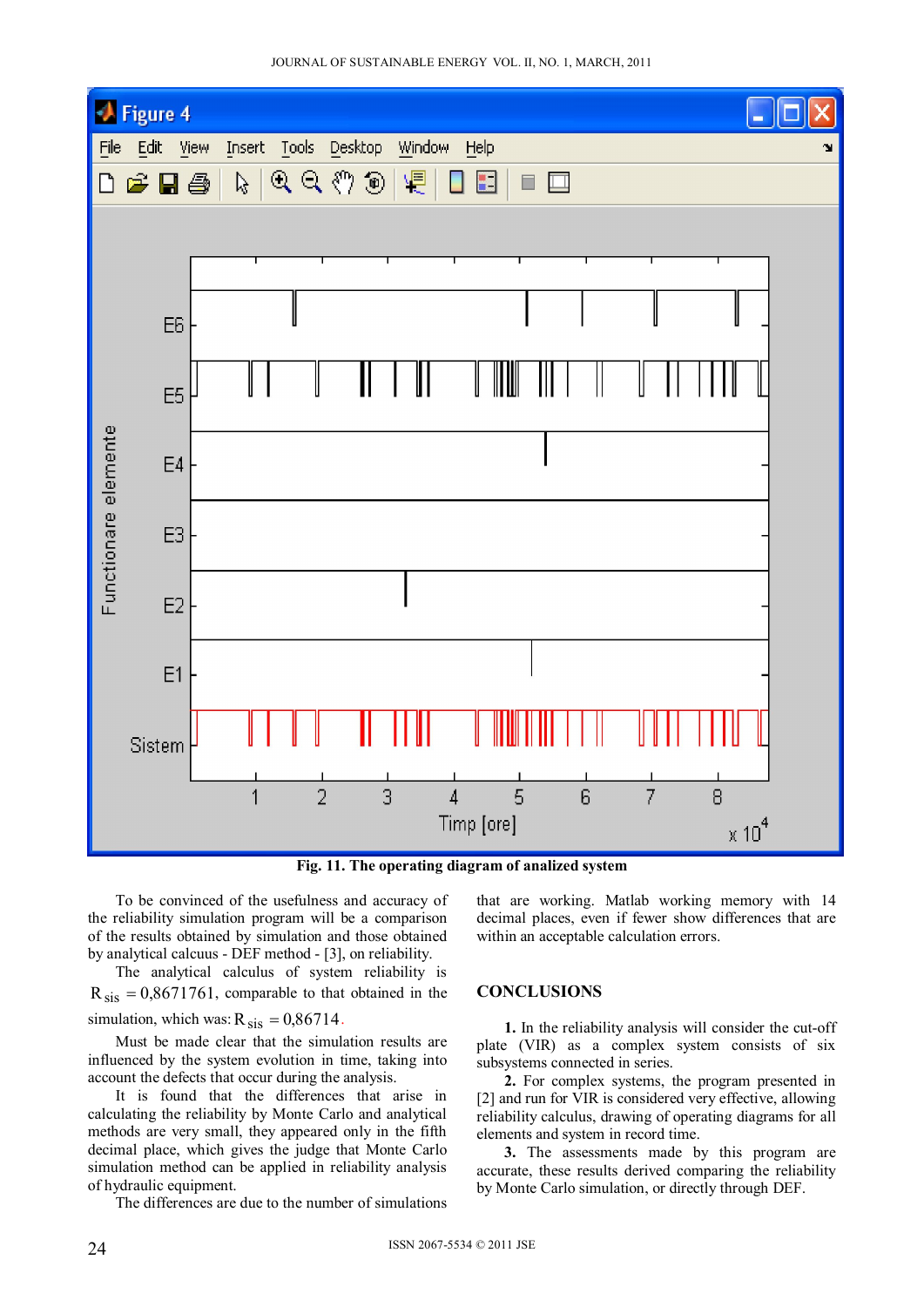Fig. 11. The operating diagram of analized system

To be convinced of the usefulness and accuracy of the reliability simulation program will be a comparison of the results obtained by simulation and those obtained by analytical calcuus - DEF method - [3], on reliability.

The analytical calculus of system reliability is $R_{sis} = 0,8671761$, comparable to that obtained in the simulation, which was: $R_{sis} = 0,86714$.

Must be made clear that the simulation results are influenced by the system evolution in time, taking into account the defects that occur during the analysis.

It is found that the differences that arise in calculating the reliability by Monte Carlo and analytical methods are very small, they appeared only in the fifth decimal place, which gives the judge that Monte Carlo simulation method can be applied in reliability analysis of hydraulic equipment.

The differences are due to the number of simulations that are working. Matlab working memory with 14 decimal places, even if fewer show differences that are within an acceptable calculation errors.

## CONCLUSIONS

**1.** In the reliability analysis will consider the cut-off plate (VIR) as a complex system consists of six subsystems connected in series.

**2.** For complex systems, the program presented in [2] and run for VIR is considered very effective, allowing reliability calculus, drawing of operating diagrams for all elements and system in record time.

**3.** The assessments made by this program are accurate, these results derived comparing the reliability by Monte Carlo simulation, or directly through DEF.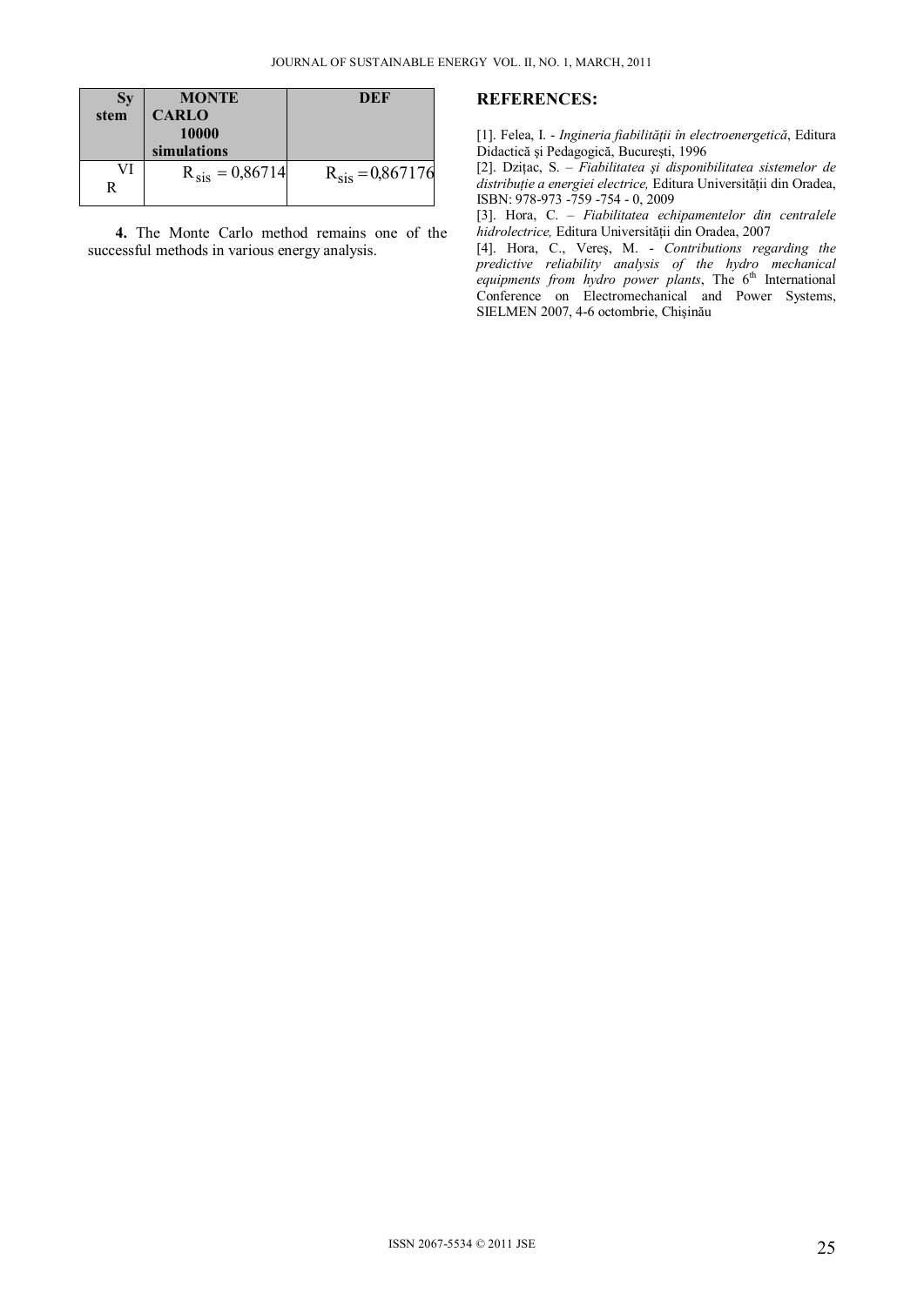| System | MONTE CARLO 10000 simulations | DEF |
|---|---|---|
| VIR | $R_{sis} = 0,86714$ | $R_{sis} = 0,867176$ |

**4.** The Monte Carlo method remains one of the successful methods in various energy analysis.

## REFERENCES:

[1]. Felea, I. - *Ingineria fiabilităţii în electroenergetică*, Editura Didactică şi Pedagogică, Bucureşti, 1996

[2]. Dziţac, S. – *Fiabilitatea şi disponibilitatea sistemelor de distribuţie a energiei electrice,* Editura Universităţii din Oradea, ISBN: 978-973 -759 -754 - 0, 2009

[3]. Hora, C. – *Fiabilitatea echipamentelor din centralele hidrolectrice,* Editura Universităţii din Oradea, 2007

[4]. Hora, C., Vereş, M. - *Contributions regarding the predictive reliability analysis of the hydro mechanical equipments from hydro power plants*, The 6th International Conference on Electromechanical and Power Systems, SIELMEN 2007, 4-6 octombrie, Chişinău